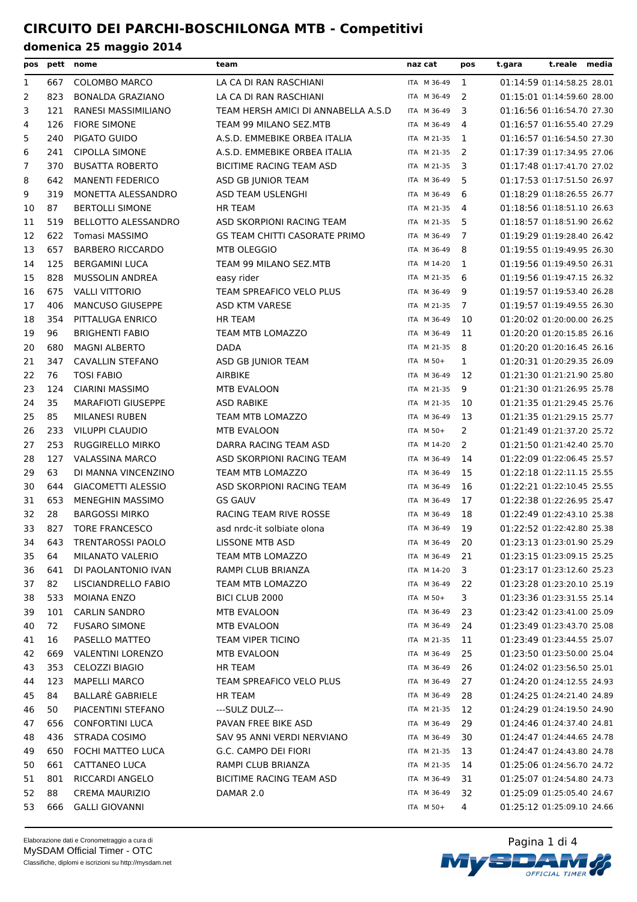# CIRCUITO DEI PARCHI-BOSCHILONGA MTB - Competitivi

## domenica 25 maggio 2014

| pos | pett | nome | team | naz | cat | pos | t.gara | t.reale | media |
|---|---|---|---|---|---|---|---|---|---|
| 1 | 667 | COLOMBO MARCO | LA CA DI RAN RASCHIANI | ITA | M 36-49 | 1 | 01:14:59 | 01:14:58.25 | 28.01 |
| 2 | 823 | BONALDA GRAZIANO | LA CA DI RAN RASCHIANI | ITA | M 36-49 | 2 | 01:15:01 | 01:14:59.60 | 28.00 |
| 3 | 121 | RANESI MASSIMILIANO | TEAM HERSH AMICI DI ANNABELLA A.S.D | ITA | M 36-49 | 3 | 01:16:56 | 01:16:54.70 | 27.30 |
| 4 | 126 | FIORE SIMONE | TEAM 99 MILANO SEZ.MTB | ITA | M 36-49 | 4 | 01:16:57 | 01:16:55.40 | 27.29 |
| 5 | 240 | PIGATO GUIDO | A.S.D. EMMEBIKE ORBEA ITALIA | ITA | M 21-35 | 1 | 01:16:57 | 01:16:54.50 | 27.30 |
| 6 | 241 | CIPOLLA SIMONE | A.S.D. EMMEBIKE ORBEA ITALIA | ITA | M 21-35 | 2 | 01:17:39 | 01:17:34.95 | 27.06 |
| 7 | 370 | BUSATTA ROBERTO | BICITIME RACING TEAM ASD | ITA | M 21-35 | 3 | 01:17:48 | 01:17:41.70 | 27.02 |
| 8 | 642 | MANENTI FEDERICO | ASD GB JUNIOR TEAM | ITA | M 36-49 | 5 | 01:17:53 | 01:17:51.50 | 26.97 |
| 9 | 319 | MONETTA ALESSANDRO | ASD TEAM USLENGHI | ITA | M 36-49 | 6 | 01:18:29 | 01:18:26.55 | 26.77 |
| 10 | 87 | BERTOLLI SIMONE | HR TEAM | ITA | M 21-35 | 4 | 01:18:56 | 01:18:51.10 | 26.63 |
| 11 | 519 | BELLOTTO ALESSANDRO | ASD SKORPIONI RACING TEAM | ITA | M 21-35 | 5 | 01:18:57 | 01:18:51.90 | 26.62 |
| 12 | 622 | Tomasi MASSIMO | GS TEAM CHITTI CASORATE PRIMO | ITA | M 36-49 | 7 | 01:19:29 | 01:19:28.40 | 26.42 |
| 13 | 657 | BARBERO RICCARDO | MTB OLEGGIO | ITA | M 36-49 | 8 | 01:19:55 | 01:19:49.95 | 26.30 |
| 14 | 125 | BERGAMINI LUCA | TEAM 99 MILANO SEZ.MTB | ITA | M 14-20 | 1 | 01:19:56 | 01:19:49.50 | 26.31 |
| 15 | 828 | MUSSOLIN ANDREA | easy rider | ITA | M 21-35 | 6 | 01:19:56 | 01:19:47.15 | 26.32 |
| 16 | 675 | VALLI VITTORIO | TEAM SPREAFICO VELO PLUS | ITA | M 36-49 | 9 | 01:19:57 | 01:19:53.40 | 26.28 |
| 17 | 406 | MANCUSO GIUSEPPE | ASD KTM VARESE | ITA | M 21-35 | 7 | 01:19:57 | 01:19:49.55 | 26.30 |
| 18 | 354 | PITTALUGA ENRICO | HR TEAM | ITA | M 36-49 | 10 | 01:20:02 | 01:20:00.00 | 26.25 |
| 19 | 96 | BRIGHENTI FABIO | TEAM MTB LOMAZZO | ITA | M 36-49 | 11 | 01:20:20 | 01:20:15.85 | 26.16 |
| 20 | 680 | MAGNI ALBERTO | DADA | ITA | M 21-35 | 8 | 01:20:20 | 01:20:16.45 | 26.16 |
| 21 | 347 | CAVALLIN STEFANO | ASD GB JUNIOR TEAM | ITA | M 50+ | 1 | 01:20:31 | 01:20:29.35 | 26.09 |
| 22 | 76 | TOSI FABIO | AIRBIKE | ITA | M 36-49 | 12 | 01:21:30 | 01:21:21.90 | 25.80 |
| 23 | 124 | CIARINI MASSIMO | MTB EVALOON | ITA | M 21-35 | 9 | 01:21:30 | 01:21:26.95 | 25.78 |
| 24 | 35 | MARAFIOTI GIUSEPPE | ASD RABIKE | ITA | M 21-35 | 10 | 01:21:35 | 01:21:29.45 | 25.76 |
| 25 | 85 | MILANESI RUBEN | TEAM MTB LOMAZZO | ITA | M 36-49 | 13 | 01:21:35 | 01:21:29.15 | 25.77 |
| 26 | 233 | VILUPPI CLAUDIO | MTB EVALOON | ITA | M 50+ | 2 | 01:21:49 | 01:21:37.20 | 25.72 |
| 27 | 253 | RUGGIRELLO MIRKO | DARRA RACING TEAM ASD | ITA | M 14-20 | 2 | 01:21:50 | 01:21:42.40 | 25.70 |
| 28 | 127 | VALASSINA MARCO | ASD SKORPIONI RACING TEAM | ITA | M 36-49 | 14 | 01:22:09 | 01:22:06.45 | 25.57 |
| 29 | 63 | DI MANNA VINCENZINO | TEAM MTB LOMAZZO | ITA | M 36-49 | 15 | 01:22:18 | 01:22:11.15 | 25.55 |
| 30 | 644 | GIACOMETTI ALESSIO | ASD SKORPIONI RACING TEAM | ITA | M 36-49 | 16 | 01:22:21 | 01:22:10.45 | 25.55 |
| 31 | 653 | MENEGHIN MASSIMO | GS GAUV | ITA | M 36-49 | 17 | 01:22:38 | 01:22:26.95 | 25.47 |
| 32 | 28 | BARGOSSI MIRKO | RACING TEAM RIVE ROSSE | ITA | M 36-49 | 18 | 01:22:49 | 01:22:43.10 | 25.38 |
| 33 | 827 | TORE FRANCESCO | asd nrdc-it solbiate olona | ITA | M 36-49 | 19 | 01:22:52 | 01:22:42.80 | 25.38 |
| 34 | 643 | TRENTAROSSI PAOLO | LISSONE MTB ASD | ITA | M 36-49 | 20 | 01:23:13 | 01:23:01.90 | 25.29 |
| 35 | 64 | MILANATO VALERIO | TEAM MTB LOMAZZO | ITA | M 36-49 | 21 | 01:23:15 | 01:23:09.15 | 25.25 |
| 36 | 641 | DI PAOLANTONIO IVAN | RAMPI CLUB BRIANZA | ITA | M 14-20 | 3 | 01:23:17 | 01:23:12.60 | 25.23 |
| 37 | 82 | LISCIANDRELLO FABIO | TEAM MTB LOMAZZO | ITA | M 36-49 | 22 | 01:23:28 | 01:23:20.10 | 25.19 |
| 38 | 533 | MOIANA ENZO | BICI CLUB 2000 | ITA | M 50+ | 3 | 01:23:36 | 01:23:31.55 | 25.14 |
| 39 | 101 | CARLIN SANDRO | MTB EVALOON | ITA | M 36-49 | 23 | 01:23:42 | 01:23:41.00 | 25.09 |
| 40 | 72 | FUSARO SIMONE | MTB EVALOON | ITA | M 36-49 | 24 | 01:23:49 | 01:23:43.70 | 25.08 |
| 41 | 16 | PASELLO MATTEO | TEAM VIPER TICINO | ITA | M 21-35 | 11 | 01:23:49 | 01:23:44.55 | 25.07 |
| 42 | 669 | VALENTINI LORENZO | MTB EVALOON | ITA | M 36-49 | 25 | 01:23:50 | 01:23:50.00 | 25.04 |
| 43 | 353 | CELOZZI BIAGIO | HR TEAM | ITA | M 36-49 | 26 | 01:24:02 | 01:23:56.50 | 25.01 |
| 44 | 123 | MAPELLI MARCO | TEAM SPREAFICO VELO PLUS | ITA | M 36-49 | 27 | 01:24:20 | 01:24:12.55 | 24.93 |
| 45 | 84 | BALLARÈ GABRIELE | HR TEAM | ITA | M 36-49 | 28 | 01:24:25 | 01:24:21.40 | 24.89 |
| 46 | 50 | PIACENTINI STEFANO | ---SULZ DULZ--- | ITA | M 21-35 | 12 | 01:24:29 | 01:24:19.50 | 24.90 |
| 47 | 656 | CONFORTINI LUCA | PAVAN FREE BIKE ASD | ITA | M 36-49 | 29 | 01:24:46 | 01:24:37.40 | 24.81 |
| 48 | 436 | STRADA COSIMO | SAV 95 ANNI VERDI NERVIANO | ITA | M 36-49 | 30 | 01:24:47 | 01:24:44.65 | 24.78 |
| 49 | 650 | FOCHI MATTEO LUCA | G.C. CAMPO DEI FIORI | ITA | M 21-35 | 13 | 01:24:47 | 01:24:43.80 | 24.78 |
| 50 | 661 | CATTANEO LUCA | RAMPI CLUB BRIANZA | ITA | M 21-35 | 14 | 01:25:06 | 01:24:56.70 | 24.72 |
| 51 | 801 | RICCARDI ANGELO | BICITIME RACING TEAM ASD | ITA | M 36-49 | 31 | 01:25:07 | 01:24:54.80 | 24.73 |
| 52 | 88 | CREMA MAURIZIO | DAMAR 2.0 | ITA | M 36-49 | 32 | 01:25:09 | 01:25:05.40 | 24.67 |
| 53 | 666 | GALLI GIOVANNI | | ITA | M 50+ | 4 | 01:25:12 | 01:25:09.10 | 24.66 |

Elaborazione dati e Cronometraggio a cura di
MySDAM Official Timer - OTC
Classifiche, diplomi e iscrizioni su http://mysdam.net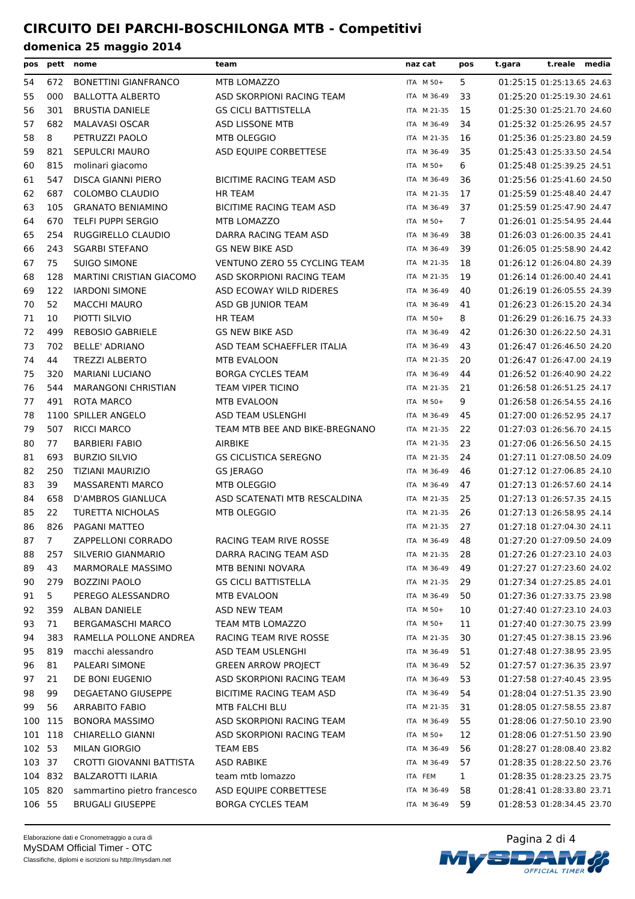# CIRCUITO DEI PARCHI-BOSCHILONGA MTB - Competitivi

## domenica 25 maggio 2014

| pos | pett | nome | team | naz | cat | pos | t.gara | t.reale | media |
|---|---|---|---|---|---|---|---|---|---|
| 54 | 672 | BONETTINI GIANFRANCO | MTB LOMAZZO | ITA | M 50+ | 5 | 01:25:15 | 01:25:13.65 | 24.63 |
| 55 | 000 | BALLOTTA ALBERTO | ASD SKORPIONI RACING TEAM | ITA | M 36-49 | 33 | 01:25:20 | 01:25:19.30 | 24.61 |
| 56 | 301 | BRUSTIA DANIELE | GS CICLI BATTISTELLA | ITA | M 21-35 | 15 | 01:25:30 | 01:25:21.70 | 24.60 |
| 57 | 682 | MALAVASI OSCAR | ASD LISSONE MTB | ITA | M 36-49 | 34 | 01:25:32 | 01:25:26.95 | 24.57 |
| 58 | 8 | PETRUZZI PAOLO | MTB OLEGGIO | ITA | M 21-35 | 16 | 01:25:36 | 01:25:23.80 | 24.59 |
| 59 | 821 | SEPULCRI MAURO | ASD EQUIPE CORBETTESE | ITA | M 36-49 | 35 | 01:25:43 | 01:25:33.50 | 24.54 |
| 60 | 815 | molinari giacomo | | ITA | M 50+ | 6 | 01:25:48 | 01:25:39.25 | 24.51 |
| 61 | 547 | DISCA GIANNI PIERO | BICITIME RACING TEAM ASD | ITA | M 36-49 | 36 | 01:25:56 | 01:25:41.60 | 24.50 |
| 62 | 687 | COLOMBO CLAUDIO | HR TEAM | ITA | M 21-35 | 17 | 01:25:59 | 01:25:48.40 | 24.47 |
| 63 | 105 | GRANATO BENIAMINO | BICITIME RACING TEAM ASD | ITA | M 36-49 | 37 | 01:25:59 | 01:25:47.90 | 24.47 |
| 64 | 670 | TELFI PUPPI SERGIO | MTB LOMAZZO | ITA | M 50+ | 7 | 01:26:01 | 01:25:54.95 | 24.44 |
| 65 | 254 | RUGGIRELLO CLAUDIO | DARRA RACING TEAM ASD | ITA | M 36-49 | 38 | 01:26:03 | 01:26:00.35 | 24.41 |
| 66 | 243 | SGARBI STEFANO | GS NEW BIKE ASD | ITA | M 36-49 | 39 | 01:26:05 | 01:25:58.90 | 24.42 |
| 67 | 75 | SUIGO SIMONE | VENTUNO ZERO 55 CYCLING TEAM | ITA | M 21-35 | 18 | 01:26:12 | 01:26:04.80 | 24.39 |
| 68 | 128 | MARTINI CRISTIAN GIACOMO | ASD SKORPIONI RACING TEAM | ITA | M 21-35 | 19 | 01:26:14 | 01:26:00.40 | 24.41 |
| 69 | 122 | IARDONI SIMONE | ASD ECOWAY WILD RIDERES | ITA | M 36-49 | 40 | 01:26:19 | 01:26:05.55 | 24.39 |
| 70 | 52 | MACCHI MAURO | ASD GB JUNIOR TEAM | ITA | M 36-49 | 41 | 01:26:23 | 01:26:15.20 | 24.34 |
| 71 | 10 | PIOTTI SILVIO | HR TEAM | ITA | M 50+ | 8 | 01:26:29 | 01:26:16.75 | 24.33 |
| 72 | 499 | REBOSIO GABRIELE | GS NEW BIKE ASD | ITA | M 36-49 | 42 | 01:26:30 | 01:26:22.50 | 24.31 |
| 73 | 702 | BELLE' ADRIANO | ASD TEAM SCHAEFFLER ITALIA | ITA | M 36-49 | 43 | 01:26:47 | 01:26:46.50 | 24.20 |
| 74 | 44 | TREZZI ALBERTO | MTB EVALOON | ITA | M 21-35 | 20 | 01:26:47 | 01:26:47.00 | 24.19 |
| 75 | 320 | MARIANI LUCIANO | BORGA CYCLES TEAM | ITA | M 36-49 | 44 | 01:26:52 | 01:26:40.90 | 24.22 |
| 76 | 544 | MARANGONI CHRISTIAN | TEAM VIPER TICINO | ITA | M 21-35 | 21 | 01:26:58 | 01:26:51.25 | 24.17 |
| 77 | 491 | ROTA MARCO | MTB EVALOON | ITA | M 50+ | 9 | 01:26:58 | 01:26:54.55 | 24.16 |
| 78 | 1100 | SPILLER ANGELO | ASD TEAM USLENGHI | ITA | M 36-49 | 45 | 01:27:00 | 01:26:52.95 | 24.17 |
| 79 | 507 | RICCI MARCO | TEAM MTB BEE AND BIKE-BREGNANO | ITA | M 21-35 | 22 | 01:27:03 | 01:26:56.70 | 24.15 |
| 80 | 77 | BARBIERI FABIO | AIRBIKE | ITA | M 21-35 | 23 | 01:27:06 | 01:26:56.50 | 24.15 |
| 81 | 693 | BURZIO SILVIO | GS CICLISTICA SEREGNO | ITA | M 21-35 | 24 | 01:27:11 | 01:27:08.50 | 24.09 |
| 82 | 250 | TIZIANI MAURIZIO | GS JERAGO | ITA | M 36-49 | 46 | 01:27:12 | 01:27:06.85 | 24.10 |
| 83 | 39 | MASSARENTI MARCO | MTB OLEGGIO | ITA | M 36-49 | 47 | 01:27:13 | 01:26:57.60 | 24.14 |
| 84 | 658 | D'AMBROS GIANLUCA | ASD SCATENATI MTB RESCALDINA | ITA | M 21-35 | 25 | 01:27:13 | 01:26:57.35 | 24.15 |
| 85 | 22 | TURETTA NICHOLAS | MTB OLEGGIO | ITA | M 21-35 | 26 | 01:27:13 | 01:26:58.95 | 24.14 |
| 86 | 826 | PAGANI MATTEO | | ITA | M 21-35 | 27 | 01:27:18 | 01:27:04.30 | 24.11 |
| 87 | 7 | ZAPPELLONI CORRADO | RACING TEAM RIVE ROSSE | ITA | M 36-49 | 48 | 01:27:20 | 01:27:09.50 | 24.09 |
| 88 | 257 | SILVERIO GIANMARIO | DARRA RACING TEAM ASD | ITA | M 21-35 | 28 | 01:27:26 | 01:27:23.10 | 24.03 |
| 89 | 43 | MARMORALE MASSIMO | MTB BENINI NOVARA | ITA | M 36-49 | 49 | 01:27:27 | 01:27:23.60 | 24.02 |
| 90 | 279 | BOZZINI PAOLO | GS CICLI BATTISTELLA | ITA | M 21-35 | 29 | 01:27:34 | 01:27:25.85 | 24.01 |
| 91 | 5 | PEREGO ALESSANDRO | MTB EVALOON | ITA | M 36-49 | 50 | 01:27:36 | 01:27:33.75 | 23.98 |
| 92 | 359 | ALBAN DANIELE | ASD NEW TEAM | ITA | M 50+ | 10 | 01:27:40 | 01:27:23.10 | 24.03 |
| 93 | 71 | BERGAMASCHI MARCO | TEAM MTB LOMAZZO | ITA | M 50+ | 11 | 01:27:40 | 01:27:30.75 | 23.99 |
| 94 | 383 | RAMELLA POLLONE ANDREA | RACING TEAM RIVE ROSSE | ITA | M 21-35 | 30 | 01:27:45 | 01:27:38.15 | 23.96 |
| 95 | 819 | macchi alessandro | ASD TEAM USLENGHI | ITA | M 36-49 | 51 | 01:27:48 | 01:27:38.95 | 23.95 |
| 96 | 81 | PALEARI SIMONE | GREEN ARROW PROJECT | ITA | M 36-49 | 52 | 01:27:57 | 01:27:36.35 | 23.97 |
| 97 | 21 | DE BONI EUGENIO | ASD SKORPIONI RACING TEAM | ITA | M 36-49 | 53 | 01:27:58 | 01:27:40.45 | 23.95 |
| 98 | 99 | DEGAETANO GIUSEPPE | BICITIME RACING TEAM ASD | ITA | M 36-49 | 54 | 01:28:04 | 01:27:51.35 | 23.90 |
| 99 | 56 | ARRABITO FABIO | MTB FALCHI BLU | ITA | M 21-35 | 31 | 01:28:05 | 01:27:58.55 | 23.87 |
| 100 | 115 | BONORA MASSIMO | ASD SKORPIONI RACING TEAM | ITA | M 36-49 | 55 | 01:28:06 | 01:27:50.10 | 23.90 |
| 101 | 118 | CHIARELLO GIANNI | ASD SKORPIONI RACING TEAM | ITA | M 50+ | 12 | 01:28:06 | 01:27:51.50 | 23.90 |
| 102 | 53 | MILAN GIORGIO | TEAM EBS | ITA | M 36-49 | 56 | 01:28:27 | 01:28:08.40 | 23.82 |
| 103 | 37 | CROTTI GIOVANNI BATTISTA | ASD RABIKE | ITA | M 36-49 | 57 | 01:28:35 | 01:28:22.50 | 23.76 |
| 104 | 832 | BALZAROTTI ILARIA | team mtb lomazzo | ITA | FEM | 1 | 01:28:35 | 01:28:23.25 | 23.75 |
| 105 | 820 | sammartino pietro francesco | ASD EQUIPE CORBETTESE | ITA | M 36-49 | 58 | 01:28:41 | 01:28:33.80 | 23.71 |
| 106 | 55 | BRUGALI GIUSEPPE | BORGA CYCLES TEAM | ITA | M 36-49 | 59 | 01:28:53 | 01:28:34.45 | 23.70 |

Elaborazione dati e Cronometraggio a cura di
MySDAM Official Timer - OTC
Classifiche, diplomi e iscrizioni su http://mysdam.net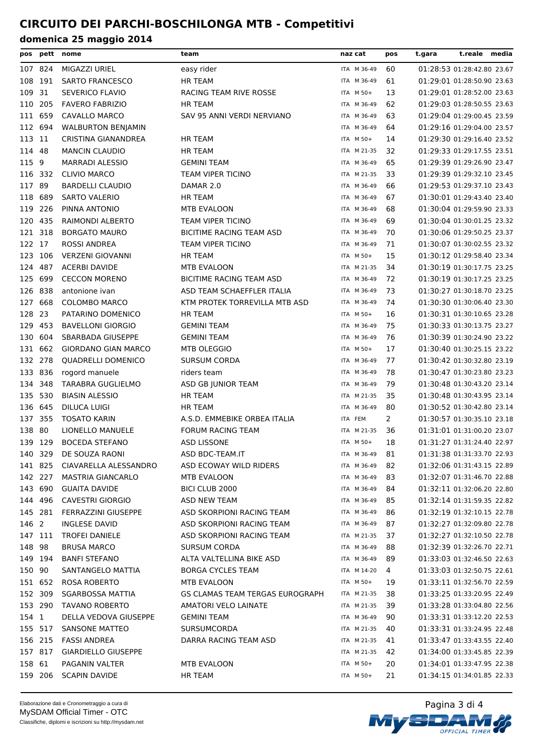# CIRCUITO DEI PARCHI-BOSCHILONGA MTB - Competitivi

## domenica 25 maggio 2014

| pos | pett | nome | team | naz | cat | pos | t.gara | t.reale | media |
|---|---|---|---|---|---|---|---|---|---|
| 107 | 824 | MIGAZZI URIEL | easy rider | ITA | M 36-49 | 60 | 01:28:53 | 01:28:42.80 | 23.67 |
| 108 | 191 | SARTO FRANCESCO | HR TEAM | ITA | M 36-49 | 61 | 01:29:01 | 01:28:50.90 | 23.63 |
| 109 | 31 | SEVERICO FLAVIO | RACING TEAM RIVE ROSSE | ITA | M 50+ | 13 | 01:29:01 | 01:28:52.00 | 23.63 |
| 110 | 205 | FAVERO FABRIZIO | HR TEAM | ITA | M 36-49 | 62 | 01:29:03 | 01:28:50.55 | 23.63 |
| 111 | 659 | CAVALLO MARCO | SAV 95 ANNI VERDI NERVIANO | ITA | M 36-49 | 63 | 01:29:04 | 01:29:00.45 | 23.59 |
| 112 | 694 | WALBURTON BENJAMIN | | ITA | M 36-49 | 64 | 01:29:16 | 01:29:04.00 | 23.57 |
| 113 | 11 | CRISTINA GIANANDREA | HR TEAM | ITA | M 50+ | 14 | 01:29:30 | 01:29:16.40 | 23.52 |
| 114 | 48 | MANCIN CLAUDIO | HR TEAM | ITA | M 21-35 | 32 | 01:29:33 | 01:29:17.55 | 23.51 |
| 115 | 9 | MARRADI ALESSIO | GEMINI TEAM | ITA | M 36-49 | 65 | 01:29:39 | 01:29:26.90 | 23.47 |
| 116 | 332 | CLIVIO MARCO | TEAM VIPER TICINO | ITA | M 21-35 | 33 | 01:29:39 | 01:29:32.10 | 23.45 |
| 117 | 89 | BARDELLI CLAUDIO | DAMAR 2.0 | ITA | M 36-49 | 66 | 01:29:53 | 01:29:37.10 | 23.43 |
| 118 | 689 | SARTO VALERIO | HR TEAM | ITA | M 36-49 | 67 | 01:30:01 | 01:29:43.40 | 23.40 |
| 119 | 226 | PINNA ANTONIO | MTB EVALOON | ITA | M 36-49 | 68 | 01:30:04 | 01:29:59.90 | 23.33 |
| 120 | 435 | RAIMONDI ALBERTO | TEAM VIPER TICINO | ITA | M 36-49 | 69 | 01:30:04 | 01:30:01.25 | 23.32 |
| 121 | 318 | BORGATO MAURO | BICITIME RACING TEAM ASD | ITA | M 36-49 | 70 | 01:30:06 | 01:29:50.25 | 23.37 |
| 122 | 17 | ROSSI ANDREA | TEAM VIPER TICINO | ITA | M 36-49 | 71 | 01:30:07 | 01:30:02.55 | 23.32 |
| 123 | 106 | VERZENI GIOVANNI | HR TEAM | ITA | M 50+ | 15 | 01:30:12 | 01:29:58.40 | 23.34 |
| 124 | 487 | ACERBI DAVIDE | MTB EVALOON | ITA | M 21-35 | 34 | 01:30:19 | 01:30:17.75 | 23.25 |
| 125 | 699 | CECCON MORENO | BICITIME RACING TEAM ASD | ITA | M 36-49 | 72 | 01:30:19 | 01:30:17.25 | 23.25 |
| 126 | 838 | antonione ivan | ASD TEAM SCHAEFFLER ITALIA | ITA | M 36-49 | 73 | 01:30:27 | 01:30:18.70 | 23.25 |
| 127 | 668 | COLOMBO MARCO | KTM PROTEK TORREVILLA MTB ASD | ITA | M 36-49 | 74 | 01:30:30 | 01:30:06.40 | 23.30 |
| 128 | 23 | PATARINO DOMENICO | HR TEAM | ITA | M 50+ | 16 | 01:30:31 | 01:30:10.65 | 23.28 |
| 129 | 453 | BAVELLONI GIORGIO | GEMINI TEAM | ITA | M 36-49 | 75 | 01:30:33 | 01:30:13.75 | 23.27 |
| 130 | 604 | SBARBADA GIUSEPPE | GEMINI TEAM | ITA | M 36-49 | 76 | 01:30:39 | 01:30:24.90 | 23.22 |
| 131 | 662 | GIORDANO GIAN MARCO | MTB OLEGGIO | ITA | M 50+ | 17 | 01:30:40 | 01:30:25.15 | 23.22 |
| 132 | 278 | QUADRELLI DOMENICO | SURSUM CORDA | ITA | M 36-49 | 77 | 01:30:42 | 01:30:32.80 | 23.19 |
| 133 | 836 | rogord manuele | riders team | ITA | M 36-49 | 78 | 01:30:47 | 01:30:23.80 | 23.23 |
| 134 | 348 | TARABRA GUGLIELMO | ASD GB JUNIOR TEAM | ITA | M 36-49 | 79 | 01:30:48 | 01:30:43.20 | 23.14 |
| 135 | 530 | BIASIN ALESSIO | HR TEAM | ITA | M 21-35 | 35 | 01:30:48 | 01:30:43.95 | 23.14 |
| 136 | 645 | DILUCA LUIGI | HR TEAM | ITA | M 36-49 | 80 | 01:30:52 | 01:30:42.80 | 23.14 |
| 137 | 355 | TOSATO KARIN | A.S.D. EMMEBIKE ORBEA ITALIA | ITA | FEM | 2 | 01:30:57 | 01:30:35.10 | 23.18 |
| 138 | 80 | LIONELLO MANUELE | FORUM RACING TEAM | ITA | M 21-35 | 36 | 01:31:01 | 01:31:00.20 | 23.07 |
| 139 | 129 | BOCEDA STEFANO | ASD LISSONE | ITA | M 50+ | 18 | 01:31:27 | 01:31:24.40 | 22.97 |
| 140 | 329 | DE SOUZA RAONI | ASD BDC-TEAM.IT | ITA | M 36-49 | 81 | 01:31:38 | 01:31:33.70 | 22.93 |
| 141 | 825 | CIAVARELLA ALESSANDRO | ASD ECOWAY WILD RIDERS | ITA | M 36-49 | 82 | 01:32:06 | 01:31:43.15 | 22.89 |
| 142 | 227 | MASTRIA GIANCARLO | MTB EVALOON | ITA | M 36-49 | 83 | 01:32:07 | 01:31:46.70 | 22.88 |
| 143 | 690 | GUAITA DAVIDE | BICI CLUB 2000 | ITA | M 36-49 | 84 | 01:32:11 | 01:32:06.20 | 22.80 |
| 144 | 496 | CAVESTRI GIORGIO | ASD NEW TEAM | ITA | M 36-49 | 85 | 01:32:14 | 01:31:59.35 | 22.82 |
| 145 | 281 | FERRAZZINI GIUSEPPE | ASD SKORPIONI RACING TEAM | ITA | M 36-49 | 86 | 01:32:19 | 01:32:10.15 | 22.78 |
| 146 | 2 | INGLESE DAVID | ASD SKORPIONI RACING TEAM | ITA | M 36-49 | 87 | 01:32:27 | 01:32:09.80 | 22.78 |
| 147 | 111 | TROFEI DANIELE | ASD SKORPIONI RACING TEAM | ITA | M 21-35 | 37 | 01:32:27 | 01:32:10.50 | 22.78 |
| 148 | 98 | BRUSA MARCO | SURSUM CORDA | ITA | M 36-49 | 88 | 01:32:39 | 01:32:26.70 | 22.71 |
| 149 | 194 | BANFI STEFANO | ALTA VALTELLINA BIKE ASD | ITA | M 36-49 | 89 | 01:33:03 | 01:32:46.50 | 22.63 |
| 150 | 90 | SANTANGELO MATTIA | BORGA CYCLES TEAM | ITA | M 14-20 | 4 | 01:33:03 | 01:32:50.75 | 22.61 |
| 151 | 652 | ROSA ROBERTO | MTB EVALOON | ITA | M 50+ | 19 | 01:33:11 | 01:32:56.70 | 22.59 |
| 152 | 309 | SGARBOSSA MATTIA | GS CLAMAS TEAM TERGAS EUROGRAPH | ITA | M 21-35 | 38 | 01:33:25 | 01:33:20.95 | 22.49 |
| 153 | 290 | TAVANO ROBERTO | AMATORI VELO LAINATE | ITA | M 21-35 | 39 | 01:33:28 | 01:33:04.80 | 22.56 |
| 154 | 1 | DELLA VEDOVA GIUSEPPE | GEMINI TEAM | ITA | M 36-49 | 90 | 01:33:31 | 01:33:12.20 | 22.53 |
| 155 | 517 | SANSONE MATTEO | SURSUMCORDA | ITA | M 21-35 | 40 | 01:33:31 | 01:33:24.95 | 22.48 |
| 156 | 215 | FASSI ANDREA | DARRA RACING TEAM ASD | ITA | M 21-35 | 41 | 01:33:47 | 01:33:43.55 | 22.40 |
| 157 | 817 | GIARDIELLO GIUSEPPE | | ITA | M 21-35 | 42 | 01:34:00 | 01:33:45.85 | 22.39 |
| 158 | 61 | PAGANIN VALTER | MTB EVALOON | ITA | M 50+ | 20 | 01:34:01 | 01:33:47.95 | 22.38 |
| 159 | 206 | SCAPIN DAVIDE | HR TEAM | ITA | M 50+ | 21 | 01:34:15 | 01:34:01.85 | 22.33 |

Elaborazione dati e Cronometraggio a cura di
MySDAM Official Timer - OTC
Classifiche, diplomi e iscrizioni su http://mysdam.net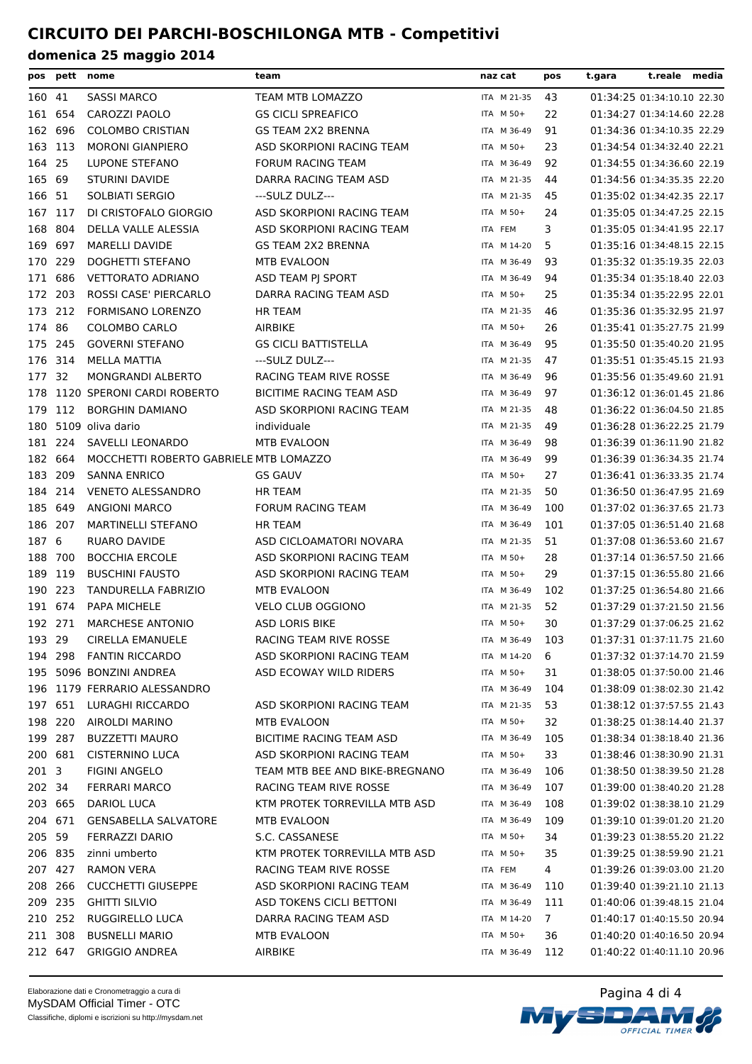# CIRCUITO DEI PARCHI-BOSCHILONGA MTB - Competitivi

## domenica 25 maggio 2014

| pos | pett | nome | team | naz | cat | pos | t.gara | t.reale | media |
|---|---|---|---|---|---|---|---|---|---|
| 160 | 41 | SASSI MARCO | TEAM MTB LOMAZZO | ITA | M 21-35 | 43 | 01:34:25 | 01:34:10.10 | 22.30 |
| 161 | 654 | CAROZZI PAOLO | GS CICLI SPREAFICO | ITA | M 50+ | 22 | 01:34:27 | 01:34:14.60 | 22.28 |
| 162 | 696 | COLOMBO CRISTIAN | GS TEAM 2X2 BRENNA | ITA | M 36-49 | 91 | 01:34:36 | 01:34:10.35 | 22.29 |
| 163 | 113 | MORONI GIANPIERO | ASD SKORPIONI RACING TEAM | ITA | M 50+ | 23 | 01:34:54 | 01:34:32.40 | 22.21 |
| 164 | 25 | LUPONE STEFANO | FORUM RACING TEAM | ITA | M 36-49 | 92 | 01:34:55 | 01:34:36.60 | 22.19 |
| 165 | 69 | STURINI DAVIDE | DARRA RACING TEAM ASD | ITA | M 21-35 | 44 | 01:34:56 | 01:34:35.35 | 22.20 |
| 166 | 51 | SOLBIATI SERGIO | ---SULZ DULZ--- | ITA | M 21-35 | 45 | 01:35:02 | 01:34:42.35 | 22.17 |
| 167 | 117 | DI CRISTOFALO GIORGIO | ASD SKORPIONI RACING TEAM | ITA | M 50+ | 24 | 01:35:05 | 01:34:47.25 | 22.15 |
| 168 | 804 | DELLA VALLE ALESSIA | ASD SKORPIONI RACING TEAM | ITA | FEM | 3 | 01:35:05 | 01:34:41.95 | 22.17 |
| 169 | 697 | MARELLI DAVIDE | GS TEAM 2X2 BRENNA | ITA | M 14-20 | 5 | 01:35:16 | 01:34:48.15 | 22.15 |
| 170 | 229 | DOGHETTI STEFANO | MTB EVALOON | ITA | M 36-49 | 93 | 01:35:32 | 01:35:19.35 | 22.03 |
| 171 | 686 | VETTORATO ADRIANO | ASD TEAM PJ SPORT | ITA | M 36-49 | 94 | 01:35:34 | 01:35:18.40 | 22.03 |
| 172 | 203 | ROSSI CASE' PIERCARLO | DARRA RACING TEAM ASD | ITA | M 50+ | 25 | 01:35:34 | 01:35:22.95 | 22.01 |
| 173 | 212 | FORMISANO LORENZO | HR TEAM | ITA | M 21-35 | 46 | 01:35:36 | 01:35:32.95 | 21.97 |
| 174 | 86 | COLOMBO CARLO | AIRBIKE | ITA | M 50+ | 26 | 01:35:41 | 01:35:27.75 | 21.99 |
| 175 | 245 | GOVERNI STEFANO | GS CICLI BATTISTELLA | ITA | M 36-49 | 95 | 01:35:50 | 01:35:40.20 | 21.95 |
| 176 | 314 | MELLA MATTIA | ---SULZ DULZ--- | ITA | M 21-35 | 47 | 01:35:51 | 01:35:45.15 | 21.93 |
| 177 | 32 | MONGRANDI ALBERTO | RACING TEAM RIVE ROSSE | ITA | M 36-49 | 96 | 01:35:56 | 01:35:49.60 | 21.91 |
| 178 | 1120 | SPERONI CARDI ROBERTO | BICITIME RACING TEAM ASD | ITA | M 36-49 | 97 | 01:36:12 | 01:36:01.45 | 21.86 |
| 179 | 112 | BORGHIN DAMIANO | ASD SKORPIONI RACING TEAM | ITA | M 21-35 | 48 | 01:36:22 | 01:36:04.50 | 21.85 |
| 180 | 5109 | oliva dario | individuale | ITA | M 21-35 | 49 | 01:36:28 | 01:36:22.25 | 21.79 |
| 181 | 224 | SAVELLI LEONARDO | MTB EVALOON | ITA | M 36-49 | 98 | 01:36:39 | 01:36:11.90 | 21.82 |
| 182 | 664 | MOCCHETTI ROBERTO GABRIELE | MTB LOMAZZO | ITA | M 36-49 | 99 | 01:36:39 | 01:36:34.35 | 21.74 |
| 183 | 209 | SANNA ENRICO | GS GAUV | ITA | M 50+ | 27 | 01:36:41 | 01:36:33.35 | 21.74 |
| 184 | 214 | VENETO ALESSANDRO | HR TEAM | ITA | M 21-35 | 50 | 01:36:50 | 01:36:47.95 | 21.69 |
| 185 | 649 | ANGIONI MARCO | FORUM RACING TEAM | ITA | M 36-49 | 100 | 01:37:02 | 01:36:37.65 | 21.73 |
| 186 | 207 | MARTINELLI STEFANO | HR TEAM | ITA | M 36-49 | 101 | 01:37:05 | 01:36:51.40 | 21.68 |
| 187 | 6 | RUARO DAVIDE | ASD CICLOAMATORI NOVARA | ITA | M 21-35 | 51 | 01:37:08 | 01:36:53.60 | 21.67 |
| 188 | 700 | BOCCHIA ERCOLE | ASD SKORPIONI RACING TEAM | ITA | M 50+ | 28 | 01:37:14 | 01:36:57.50 | 21.66 |
| 189 | 119 | BUSCHINI FAUSTO | ASD SKORPIONI RACING TEAM | ITA | M 50+ | 29 | 01:37:15 | 01:36:55.80 | 21.66 |
| 190 | 223 | TANDURELLA FABRIZIO | MTB EVALOON | ITA | M 36-49 | 102 | 01:37:25 | 01:36:54.80 | 21.66 |
| 191 | 674 | PAPA MICHELE | VELO CLUB OGGIONO | ITA | M 21-35 | 52 | 01:37:29 | 01:37:21.50 | 21.56 |
| 192 | 271 | MARCHESE ANTONIO | ASD LORIS BIKE | ITA | M 50+ | 30 | 01:37:29 | 01:37:06.25 | 21.62 |
| 193 | 29 | CIRELLA EMANUELE | RACING TEAM RIVE ROSSE | ITA | M 36-49 | 103 | 01:37:31 | 01:37:11.75 | 21.60 |
| 194 | 298 | FANTIN RICCARDO | ASD SKORPIONI RACING TEAM | ITA | M 14-20 | 6 | 01:37:32 | 01:37:14.70 | 21.59 |
| 195 | 5096 | BONZINI ANDREA | ASD ECOWAY WILD RIDERS | ITA | M 50+ | 31 | 01:38:05 | 01:37:50.00 | 21.46 |
| 196 | 1179 | FERRARIO ALESSANDRO | | ITA | M 36-49 | 104 | 01:38:09 | 01:38:02.30 | 21.42 |
| 197 | 651 | LURAGHI RICCARDO | ASD SKORPIONI RACING TEAM | ITA | M 21-35 | 53 | 01:38:12 | 01:37:57.55 | 21.43 |
| 198 | 220 | AIROLDI MARINO | MTB EVALOON | ITA | M 50+ | 32 | 01:38:25 | 01:38:14.40 | 21.37 |
| 199 | 287 | BUZZETTI MAURO | BICITIME RACING TEAM ASD | ITA | M 36-49 | 105 | 01:38:34 | 01:38:18.40 | 21.36 |
| 200 | 681 | CISTERNINO LUCA | ASD SKORPIONI RACING TEAM | ITA | M 50+ | 33 | 01:38:46 | 01:38:30.90 | 21.31 |
| 201 | 3 | FIGINI ANGELO | TEAM MTB BEE AND BIKE-BREGNANO | ITA | M 36-49 | 106 | 01:38:50 | 01:38:39.50 | 21.28 |
| 202 | 34 | FERRARI MARCO | RACING TEAM RIVE ROSSE | ITA | M 36-49 | 107 | 01:39:00 | 01:38:40.20 | 21.28 |
| 203 | 665 | DARIOL LUCA | KTM PROTEK TORREVILLA MTB ASD | ITA | M 36-49 | 108 | 01:39:02 | 01:38:38.10 | 21.29 |
| 204 | 671 | GENSABELLA SALVATORE | MTB EVALOON | ITA | M 36-49 | 109 | 01:39:10 | 01:39:01.20 | 21.20 |
| 205 | 59 | FERRAZZI DARIO | S.C. CASSANESE | ITA | M 50+ | 34 | 01:39:23 | 01:38:55.20 | 21.22 |
| 206 | 835 | zinni umberto | KTM PROTEK TORREVILLA MTB ASD | ITA | M 50+ | 35 | 01:39:25 | 01:38:59.90 | 21.21 |
| 207 | 427 | RAMON VERA | RACING TEAM RIVE ROSSE | ITA | FEM | 4 | 01:39:26 | 01:39:03.00 | 21.20 |
| 208 | 266 | CUCCHETTI GIUSEPPE | ASD SKORPIONI RACING TEAM | ITA | M 36-49 | 110 | 01:39:40 | 01:39:21.10 | 21.13 |
| 209 | 235 | GHITTI SILVIO | ASD TOKENS CICLI BETTONI | ITA | M 36-49 | 111 | 01:40:06 | 01:39:48.15 | 21.04 |
| 210 | 252 | RUGGIRELLO LUCA | DARRA RACING TEAM ASD | ITA | M 14-20 | 7 | 01:40:17 | 01:40:15.50 | 20.94 |
| 211 | 308 | BUSNELLI MARIO | MTB EVALOON | ITA | M 50+ | 36 | 01:40:20 | 01:40:16.50 | 20.94 |
| 212 | 647 | GRIGGIO ANDREA | AIRBIKE | ITA | M 36-49 | 112 | 01:40:22 | 01:40:11.10 | 20.96 |

Elaborazione dati e Cronometraggio a cura di
MySDAM Official Timer - OTC
Classifiche, diplomi e iscrizioni su http://mysdam.net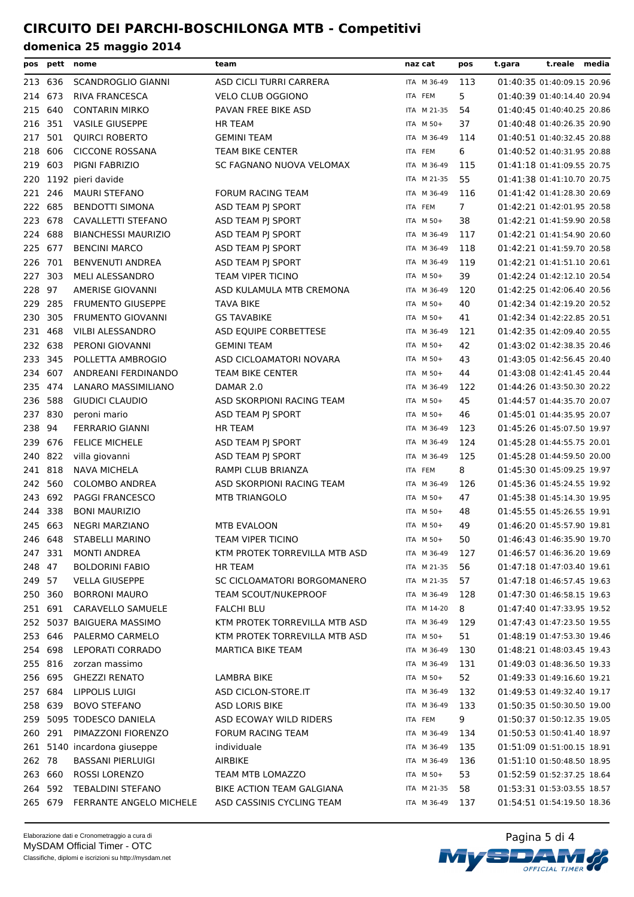# CIRCUITO DEI PARCHI-BOSCHILONGA MTB - Competitivi

## domenica 25 maggio 2014

| pos | pett | nome | team | naz | cat | pos | t.gara | t.reale | media |
|---|---|---|---|---|---|---|---|---|---|
| 213 | 636 | SCANDROGLIO GIANNI | ASD CICLI TURRI CARRERA | ITA | M 36-49 | 113 | 01:40:35 | 01:40:09.15 | 20.96 |
| 214 | 673 | RIVA FRANCESCA | VELO CLUB OGGIONO | ITA | FEM | 5 | 01:40:39 | 01:40:14.40 | 20.94 |
| 215 | 640 | CONTARIN MIRKO | PAVAN FREE BIKE ASD | ITA | M 21-35 | 54 | 01:40:45 | 01:40:40.25 | 20.86 |
| 216 | 351 | VASILE GIUSEPPE | HR TEAM | ITA | M 50+ | 37 | 01:40:48 | 01:40:26.35 | 20.90 |
| 217 | 501 | QUIRCI ROBERTO | GEMINI TEAM | ITA | M 36-49 | 114 | 01:40:51 | 01:40:32.45 | 20.88 |
| 218 | 606 | CICCONE ROSSANA | TEAM BIKE CENTER | ITA | FEM | 6 | 01:40:52 | 01:40:31.95 | 20.88 |
| 219 | 603 | PIGNI FABRIZIO | SC FAGNANO NUOVA VELOMAX | ITA | M 36-49 | 115 | 01:41:18 | 01:41:09.55 | 20.75 |
| 220 | 1192 | pieri davide | | ITA | M 21-35 | 55 | 01:41:38 | 01:41:10.70 | 20.75 |
| 221 | 246 | MAURI STEFANO | FORUM RACING TEAM | ITA | M 36-49 | 116 | 01:41:42 | 01:41:28.30 | 20.69 |
| 222 | 685 | BENDOTTI SIMONA | ASD TEAM PJ SPORT | ITA | FEM | 7 | 01:42:21 | 01:42:01.95 | 20.58 |
| 223 | 678 | CAVALLETTI STEFANO | ASD TEAM PJ SPORT | ITA | M 50+ | 38 | 01:42:21 | 01:41:59.90 | 20.58 |
| 224 | 688 | BIANCHESSI MAURIZIO | ASD TEAM PJ SPORT | ITA | M 36-49 | 117 | 01:42:21 | 01:41:54.90 | 20.60 |
| 225 | 677 | BENCINI MARCO | ASD TEAM PJ SPORT | ITA | M 36-49 | 118 | 01:42:21 | 01:41:59.70 | 20.58 |
| 226 | 701 | BENVENUTI ANDREA | ASD TEAM PJ SPORT | ITA | M 36-49 | 119 | 01:42:21 | 01:41:51.10 | 20.61 |
| 227 | 303 | MELI ALESSANDRO | TEAM VIPER TICINO | ITA | M 50+ | 39 | 01:42:24 | 01:42:12.10 | 20.54 |
| 228 | 97 | AMERISE GIOVANNI | ASD KULAMULA MTB CREMONA | ITA | M 36-49 | 120 | 01:42:25 | 01:42:06.40 | 20.56 |
| 229 | 285 | FRUMENTO GIUSEPPE | TAVA BIKE | ITA | M 50+ | 40 | 01:42:34 | 01:42:19.20 | 20.52 |
| 230 | 305 | FRUMENTO GIOVANNI | GS TAVABIKE | ITA | M 50+ | 41 | 01:42:34 | 01:42:22.85 | 20.51 |
| 231 | 468 | VILBI ALESSANDRO | ASD EQUIPE CORBETTESE | ITA | M 36-49 | 121 | 01:42:35 | 01:42:09.40 | 20.55 |
| 232 | 638 | PERONI GIOVANNI | GEMINI TEAM | ITA | M 50+ | 42 | 01:43:02 | 01:42:38.35 | 20.46 |
| 233 | 345 | POLLETTA AMBROGIO | ASD CICLOAMATORI NOVARA | ITA | M 50+ | 43 | 01:43:05 | 01:42:56.45 | 20.40 |
| 234 | 607 | ANDREANI FERDINANDO | TEAM BIKE CENTER | ITA | M 50+ | 44 | 01:43:08 | 01:42:41.45 | 20.44 |
| 235 | 474 | LANARO MASSIMILIANO | DAMAR 2.0 | ITA | M 36-49 | 122 | 01:44:26 | 01:43:50.30 | 20.22 |
| 236 | 588 | GIUDICI CLAUDIO | ASD SKORPIONI RACING TEAM | ITA | M 50+ | 45 | 01:44:57 | 01:44:35.70 | 20.07 |
| 237 | 830 | peroni mario | ASD TEAM PJ SPORT | ITA | M 50+ | 46 | 01:45:01 | 01:44:35.95 | 20.07 |
| 238 | 94 | FERRARIO GIANNI | HR TEAM | ITA | M 36-49 | 123 | 01:45:26 | 01:45:07.50 | 19.97 |
| 239 | 676 | FELICE MICHELE | ASD TEAM PJ SPORT | ITA | M 36-49 | 124 | 01:45:28 | 01:44:55.75 | 20.01 |
| 240 | 822 | villa giovanni | ASD TEAM PJ SPORT | ITA | M 36-49 | 125 | 01:45:28 | 01:44:59.50 | 20.00 |
| 241 | 818 | NAVA MICHELA | RAMPI CLUB BRIANZA | ITA | FEM | 8 | 01:45:30 | 01:45:09.25 | 19.97 |
| 242 | 560 | COLOMBO ANDREA | ASD SKORPIONI RACING TEAM | ITA | M 36-49 | 126 | 01:45:36 | 01:45:24.55 | 19.92 |
| 243 | 692 | PAGGI FRANCESCO | MTB TRIANGOLO | ITA | M 50+ | 47 | 01:45:38 | 01:45:14.30 | 19.95 |
| 244 | 338 | BONI MAURIZIO | | ITA | M 50+ | 48 | 01:45:55 | 01:45:26.55 | 19.91 |
| 245 | 663 | NEGRI MARZIANO | MTB EVALOON | ITA | M 50+ | 49 | 01:46:20 | 01:45:57.90 | 19.81 |
| 246 | 648 | STABELLI MARINO | TEAM VIPER TICINO | ITA | M 50+ | 50 | 01:46:43 | 01:46:35.90 | 19.70 |
| 247 | 331 | MONTI ANDREA | KTM PROTEK TORREVILLA MTB ASD | ITA | M 36-49 | 127 | 01:46:57 | 01:46:36.20 | 19.69 |
| 248 | 47 | BOLDORINI FABIO | HR TEAM | ITA | M 21-35 | 56 | 01:47:18 | 01:47:03.40 | 19.61 |
| 249 | 57 | VELLA GIUSEPPE | SC CICLOAMATORI BORGOMANERO | ITA | M 21-35 | 57 | 01:47:18 | 01:46:57.45 | 19.63 |
| 250 | 360 | BORRONI MAURO | TEAM SCOUT/NUKEPROOF | ITA | M 36-49 | 128 | 01:47:30 | 01:46:58.15 | 19.63 |
| 251 | 691 | CARAVELLO SAMUELE | FALCHI BLU | ITA | M 14-20 | 8 | 01:47:40 | 01:47:33.95 | 19.52 |
| 252 | 5037 | BAIGUERA MASSIMO | KTM PROTEK TORREVILLA MTB ASD | ITA | M 36-49 | 129 | 01:47:43 | 01:47:23.50 | 19.55 |
| 253 | 646 | PALERMO CARMELO | KTM PROTEK TORREVILLA MTB ASD | ITA | M 50+ | 51 | 01:48:19 | 01:47:53.30 | 19.46 |
| 254 | 698 | LEPORATI CORRADO | MARTICA BIKE TEAM | ITA | M 36-49 | 130 | 01:48:21 | 01:48:03.45 | 19.43 |
| 255 | 816 | zorzan massimo | | ITA | M 36-49 | 131 | 01:49:03 | 01:48:36.50 | 19.33 |
| 256 | 695 | GHEZZI RENATO | LAMBRA BIKE | ITA | M 50+ | 52 | 01:49:33 | 01:49:16.60 | 19.21 |
| 257 | 684 | LIPPOLIS LUIGI | ASD CICLON-STORE.IT | ITA | M 36-49 | 132 | 01:49:53 | 01:49:32.40 | 19.17 |
| 258 | 639 | BOVO STEFANO | ASD LORIS BIKE | ITA | M 36-49 | 133 | 01:50:35 | 01:50:30.50 | 19.00 |
| 259 | 5095 | TODESCO DANIELA | ASD ECOWAY WILD RIDERS | ITA | FEM | 9 | 01:50:37 | 01:50:12.35 | 19.05 |
| 260 | 291 | PIMAZZONI FIORENZO | FORUM RACING TEAM | ITA | M 36-49 | 134 | 01:50:53 | 01:50:41.40 | 18.97 |
| 261 | 5140 | incardona giuseppe | individuale | ITA | M 36-49 | 135 | 01:51:09 | 01:51:00.15 | 18.91 |
| 262 | 78 | BASSANI PIERLUIGI | AIRBIKE | ITA | M 36-49 | 136 | 01:51:10 | 01:50:48.50 | 18.95 |
| 263 | 660 | ROSSI LORENZO | TEAM MTB LOMAZZO | ITA | M 50+ | 53 | 01:52:59 | 01:52:37.25 | 18.64 |
| 264 | 592 | TEBALDINI STEFANO | BIKE ACTION TEAM GALGIANA | ITA | M 21-35 | 58 | 01:53:31 | 01:53:03.55 | 18.57 |
| 265 | 679 | FERRANTE ANGELO MICHELE | ASD CASSINIS CYCLING TEAM | ITA | M 36-49 | 137 | 01:54:51 | 01:54:19.50 | 18.36 |

Elaborazione dati e Cronometraggio a cura di
MySDAM Official Timer - OTC
Classifiche, diplomi e iscrizioni su http://mysdam.net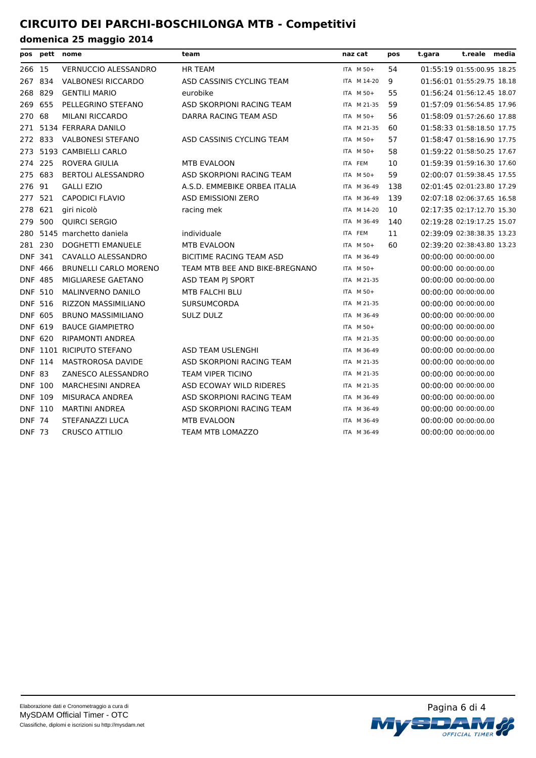# CIRCUITO DEI PARCHI-BOSCHILONGA MTB - Competitivi

## domenica 25 maggio 2014

| pos | pett | nome | team | naz | cat | pos | t.gara | t.reale | media |
|---|---|---|---|---|---|---|---|---|---|
| 266 | 15 | VERNUCCIO ALESSANDRO | HR TEAM | ITA | M 50+ | 54 | 01:55:19 | 01:55:00.95 | 18.25 |
| 267 | 834 | VALBONESI RICCARDO | ASD CASSINIS CYCLING TEAM | ITA | M 14-20 | 9 | 01:56:01 | 01:55:29.75 | 18.18 |
| 268 | 829 | GENTILI MARIO | eurobike | ITA | M 50+ | 55 | 01:56:24 | 01:56:12.45 | 18.07 |
| 269 | 655 | PELLEGRINO STEFANO | ASD SKORPIONI RACING TEAM | ITA | M 21-35 | 59 | 01:57:09 | 01:56:54.85 | 17.96 |
| 270 | 68 | MILANI RICCARDO | DARRA RACING TEAM ASD | ITA | M 50+ | 56 | 01:58:09 | 01:57:26.60 | 17.88 |
| 271 | 5134 | FERRARA DANILO | | ITA | M 21-35 | 60 | 01:58:33 | 01:58:18.50 | 17.75 |
| 272 | 833 | VALBONESI STEFANO | ASD CASSINIS CYCLING TEAM | ITA | M 50+ | 57 | 01:58:47 | 01:58:16.90 | 17.75 |
| 273 | 5193 | CAMBIELLI CARLO | | ITA | M 50+ | 58 | 01:59:22 | 01:58:50.25 | 17.67 |
| 274 | 225 | ROVERA GIULIA | MTB EVALOON | ITA | FEM | 10 | 01:59:39 | 01:59:16.30 | 17.60 |
| 275 | 683 | BERTOLI ALESSANDRO | ASD SKORPIONI RACING TEAM | ITA | M 50+ | 59 | 02:00:07 | 01:59:38.45 | 17.55 |
| 276 | 91 | GALLI EZIO | A.S.D. EMMEBIKE ORBEA ITALIA | ITA | M 36-49 | 138 | 02:01:45 | 02:01:23.80 | 17.29 |
| 277 | 521 | CAPODICI FLAVIO | ASD EMISSIONI ZERO | ITA | M 36-49 | 139 | 02:07:18 | 02:06:37.65 | 16.58 |
| 278 | 621 | giri nicolò | racing mek | ITA | M 14-20 | 10 | 02:17:35 | 02:17:12.70 | 15.30 |
| 279 | 500 | QUIRCI SERGIO | | ITA | M 36-49 | 140 | 02:19:28 | 02:19:17.25 | 15.07 |
| 280 | 5145 | marchetto daniela | individuale | ITA | FEM | 11 | 02:39:09 | 02:38:38.35 | 13.23 |
| 281 | 230 | DOGHETTI EMANUELE | MTB EVALOON | ITA | M 50+ | 60 | 02:39:20 | 02:38:43.80 | 13.23 |
| DNF | 341 | CAVALLO ALESSANDRO | BICITIME RACING TEAM ASD | ITA | M 36-49 | | 00:00:00 | 00:00:00.00 | |
| DNF | 466 | BRUNELLI CARLO MORENO | TEAM MTB BEE AND BIKE-BREGNANO | ITA | M 50+ | | 00:00:00 | 00:00:00.00 | |
| DNF | 485 | MIGLIARESE GAETANO | ASD TEAM PJ SPORT | ITA | M 21-35 | | 00:00:00 | 00:00:00.00 | |
| DNF | 510 | MALINVERNO DANILO | MTB FALCHI BLU | ITA | M 50+ | | 00:00:00 | 00:00:00.00 | |
| DNF | 516 | RIZZON MASSIMILIANO | SURSUMCORDA | ITA | M 21-35 | | 00:00:00 | 00:00:00.00 | |
| DNF | 605 | BRUNO MASSIMILIANO | SULZ DULZ | ITA | M 36-49 | | 00:00:00 | 00:00:00.00 | |
| DNF | 619 | BAUCE GIAMPIETRO | | ITA | M 50+ | | 00:00:00 | 00:00:00.00 | |
| DNF | 620 | RIPAMONTI ANDREA | | ITA | M 21-35 | | 00:00:00 | 00:00:00.00 | |
| DNF | 1101 | RICIPUTO STEFANO | ASD TEAM USLENGHI | ITA | M 36-49 | | 00:00:00 | 00:00:00.00 | |
| DNF | 114 | MASTROROSA DAVIDE | ASD SKORPIONI RACING TEAM | ITA | M 21-35 | | 00:00:00 | 00:00:00.00 | |
| DNF | 83 | ZANESCO ALESSANDRO | TEAM VIPER TICINO | ITA | M 21-35 | | 00:00:00 | 00:00:00.00 | |
| DNF | 100 | MARCHESINI ANDREA | ASD ECOWAY WILD RIDERES | ITA | M 21-35 | | 00:00:00 | 00:00:00.00 | |
| DNF | 109 | MISURACA ANDREA | ASD SKORPIONI RACING TEAM | ITA | M 36-49 | | 00:00:00 | 00:00:00.00 | |
| DNF | 110 | MARTINI ANDREA | ASD SKORPIONI RACING TEAM | ITA | M 36-49 | | 00:00:00 | 00:00:00.00 | |
| DNF | 74 | STEFANAZZI LUCA | MTB EVALOON | ITA | M 36-49 | | 00:00:00 | 00:00:00.00 | |
| DNF | 73 | CRUSCO ATTILIO | TEAM MTB LOMAZZO | ITA | M 36-49 | | 00:00:00 | 00:00:00.00 | |

Elaborazione dati e Cronometraggio a cura di
MySDAM Official Timer - OTC
Classifiche, diplomi e iscrizioni su http://mysdam.net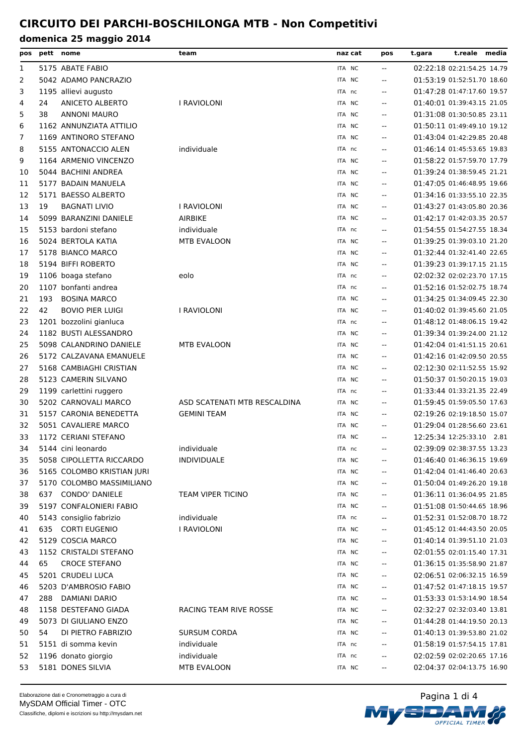# CIRCUITO DEI PARCHI-BOSCHILONGA MTB - Non Competitivi

## domenica 25 maggio 2014

| pos | pett | nome | team | naz | cat | pos | t.gara | t.reale | media |
|---|---|---|---|---|---|---|---|---|---|
| 1 | 5175 | ABATE FABIO | | ITA | NC | -- | 02:22:18 | 02:21:54.25 | 14.79 |
| 2 | 5042 | ADAMO PANCRAZIO | | ITA | NC | -- | 01:53:19 | 01:52:51.70 | 18.60 |
| 3 | 1195 | allievi augusto | | ITA | nc | -- | 01:47:28 | 01:47:17.60 | 19.57 |
| 4 | 24 | ANICETO ALBERTO | I RAVIOLONI | ITA | NC | -- | 01:40:01 | 01:39:43.15 | 21.05 |
| 5 | 38 | ANNONI MAURO | | ITA | NC | -- | 01:31:08 | 01:30:50.85 | 23.11 |
| 6 | 1162 | ANNUNZIATA ATTILIO | | ITA | NC | -- | 01:50:11 | 01:49:49.10 | 19.12 |
| 7 | 1169 | ANTINORO STEFANO | | ITA | NC | -- | 01:43:04 | 01:42:29.85 | 20.48 |
| 8 | 5155 | ANTONACCIO ALEN | individuale | ITA | nc | -- | 01:46:14 | 01:45:53.65 | 19.83 |
| 9 | 1164 | ARMENIO VINCENZO | | ITA | NC | -- | 01:58:22 | 01:57:59.70 | 17.79 |
| 10 | 5044 | BACHINI ANDREA | | ITA | NC | -- | 01:39:24 | 01:38:59.45 | 21.21 |
| 11 | 5177 | BADAIN MANUELA | | ITA | NC | -- | 01:47:05 | 01:46:48.95 | 19.66 |
| 12 | 5171 | BAESSO ALBERTO | | ITA | NC | -- | 01:34:16 | 01:33:55.10 | 22.35 |
| 13 | 19 | BAGNATI LIVIO | I RAVIOLONI | ITA | NC | -- | 01:43:27 | 01:43:05.80 | 20.36 |
| 14 | 5099 | BARANZINI DANIELE | AIRBIKE | ITA | NC | -- | 01:42:17 | 01:42:03.35 | 20.57 |
| 15 | 5153 | bardoni stefano | individuale | ITA | nc | -- | 01:54:55 | 01:54:27.55 | 18.34 |
| 16 | 5024 | BERTOLA KATIA | MTB EVALOON | ITA | NC | -- | 01:39:25 | 01:39:03.10 | 21.20 |
| 17 | 5178 | BIANCO MARCO | | ITA | NC | -- | 01:32:44 | 01:32:41.40 | 22.65 |
| 18 | 5194 | BIFFI ROBERTO | | ITA | NC | -- | 01:39:23 | 01:39:17.15 | 21.15 |
| 19 | 1106 | boaga stefano | eolo | ITA | nc | -- | 02:02:32 | 02:02:23.70 | 17.15 |
| 20 | 1107 | bonfanti andrea | | ITA | nc | -- | 01:52:16 | 01:52:02.75 | 18.74 |
| 21 | 193 | BOSINA MARCO | | ITA | NC | -- | 01:34:25 | 01:34:09.45 | 22.30 |
| 22 | 42 | BOVIO PIER LUIGI | I RAVIOLONI | ITA | NC | -- | 01:40:02 | 01:39:45.60 | 21.05 |
| 23 | 1201 | bozzolini gianluca | | ITA | nc | -- | 01:48:12 | 01:48:06.15 | 19.42 |
| 24 | 1182 | BUSTI ALESSANDRO | | ITA | NC | -- | 01:39:34 | 01:39:24.00 | 21.12 |
| 25 | 5098 | CALANDRINO DANIELE | MTB EVALOON | ITA | NC | -- | 01:42:04 | 01:41:51.15 | 20.61 |
| 26 | 5172 | CALZAVANA EMANUELE | | ITA | NC | -- | 01:42:16 | 01:42:09.50 | 20.55 |
| 27 | 5168 | CAMBIAGHI CRISTIAN | | ITA | NC | -- | 02:12:30 | 02:11:52.55 | 15.92 |
| 28 | 5123 | CAMERIN SILVANO | | ITA | NC | -- | 01:50:51 | 01:50:37 | 19.03 |
| 29 | 1199 | carlettini ruggero | | ITA | nc | -- | 01:33:44 | 01:33:21.35 | 22.49 |
| 30 | 5202 | CARNOVALI MARCO | ASD SCATENATI MTB RESCALDINA | ITA | NC | -- | 01:59:45 | 01:59:05.50 | 17.63 |
| 31 | 5157 | CARONIA BENEDETTA | GEMINI TEAM | ITA | NC | -- | 02:19:26 | 02:19:18.50 | 15.07 |
| 32 | 5051 | CAVALIERE MARCO | | ITA | NC | -- | 01:29:04 | 01:28:56.60 | 23.61 |
| 33 | 1172 | CERIANI STEFANO | | ITA | NC | -- | 12:25:34 | 12:25:33.10 | 2.81 |
| 34 | 5144 | cini leonardo | individuale | ITA | nc | -- | 02:39:09 | 02:38:37.55 | 13.23 |
| 35 | 5058 | CIPOLLETTA RICCARDO | INDIVIDUALE | ITA | NC | -- | 01:46:40 | 01:46:36.15 | 19.69 |
| 36 | 5165 | COLOMBO KRISTIAN JURI | | ITA | NC | -- | 01:42:04 | 01:41:46.40 | 20.63 |
| 37 | 5170 | COLOMBO MASSIMILIANO | | ITA | NC | -- | 01:50:04 | 01:49:26.20 | 19.18 |
| 38 | 637 | CONDO' DANIELE | TEAM VIPER TICINO | ITA | NC | -- | 01:36:11 | 01:36:04.95 | 21.85 |
| 39 | 5197 | CONFALONIERI FABIO | | ITA | NC | -- | 01:51:08 | 01:50:44.65 | 18.96 |
| 40 | 5143 | consiglio fabrizio | individuale | ITA | nc | -- | 01:52:31 | 01:52:08.70 | 18.72 |
| 41 | 635 | CORTI EUGENIO | I RAVIOLONI | ITA | NC | -- | 01:45:12 | 01:44:43.50 | 20.05 |
| 42 | 5129 | COSCIA MARCO | | ITA | NC | -- | 01:40:14 | 01:39:51.10 | 21.03 |
| 43 | 1152 | CRISTALDI STEFANO | | ITA | NC | -- | 02:01:55 | 02:01:15.40 | 17.31 |
| 44 | 65 | CROCE STEFANO | | ITA | NC | -- | 01:36:15 | 01:35:58.90 | 21.87 |
| 45 | 5201 | CRUDELI LUCA | | ITA | NC | -- | 02:06:51 | 02:06:32.15 | 16.59 |
| 46 | 5203 | D'AMBROSIO FABIO | | ITA | NC | -- | 01:47:52 | 01:47:18.15 | 19.57 |
| 47 | 288 | DAMIANI DARIO | | ITA | NC | -- | 01:53:33 | 01:53:14.90 | 18.54 |
| 48 | 1158 | DESTEFANO GIADA | RACING TEAM RIVE ROSSE | ITA | NC | -- | 02:32:27 | 02:32:03.40 | 13.81 |
| 49 | 5073 | DI GIULIANO ENZO | | ITA | NC | -- | 01:44:28 | 01:44:19.50 | 20.13 |
| 50 | 54 | DI PIETRO FABRIZIO | SURSUM CORDA | ITA | NC | -- | 01:40:13 | 01:39:53.80 | 21.02 |
| 51 | 5151 | di somma kevin | individuale | ITA | nc | -- | 01:58:19 | 01:57:54.15 | 17.81 |
| 52 | 1196 | donato giorgio | individuale | ITA | nc | -- | 02:02:59 | 02:02:20.65 | 17.16 |
| 53 | 5181 | DONES SILVIA | MTB EVALOON | ITA | NC | -- | 02:04:37 | 02:04:13.75 | 16.90 |

Elaborazione dati e Cronometraggio a cura di
MySDAM Official Timer - OTC
Classifiche, diplomi e iscrizioni su http://mysdam.net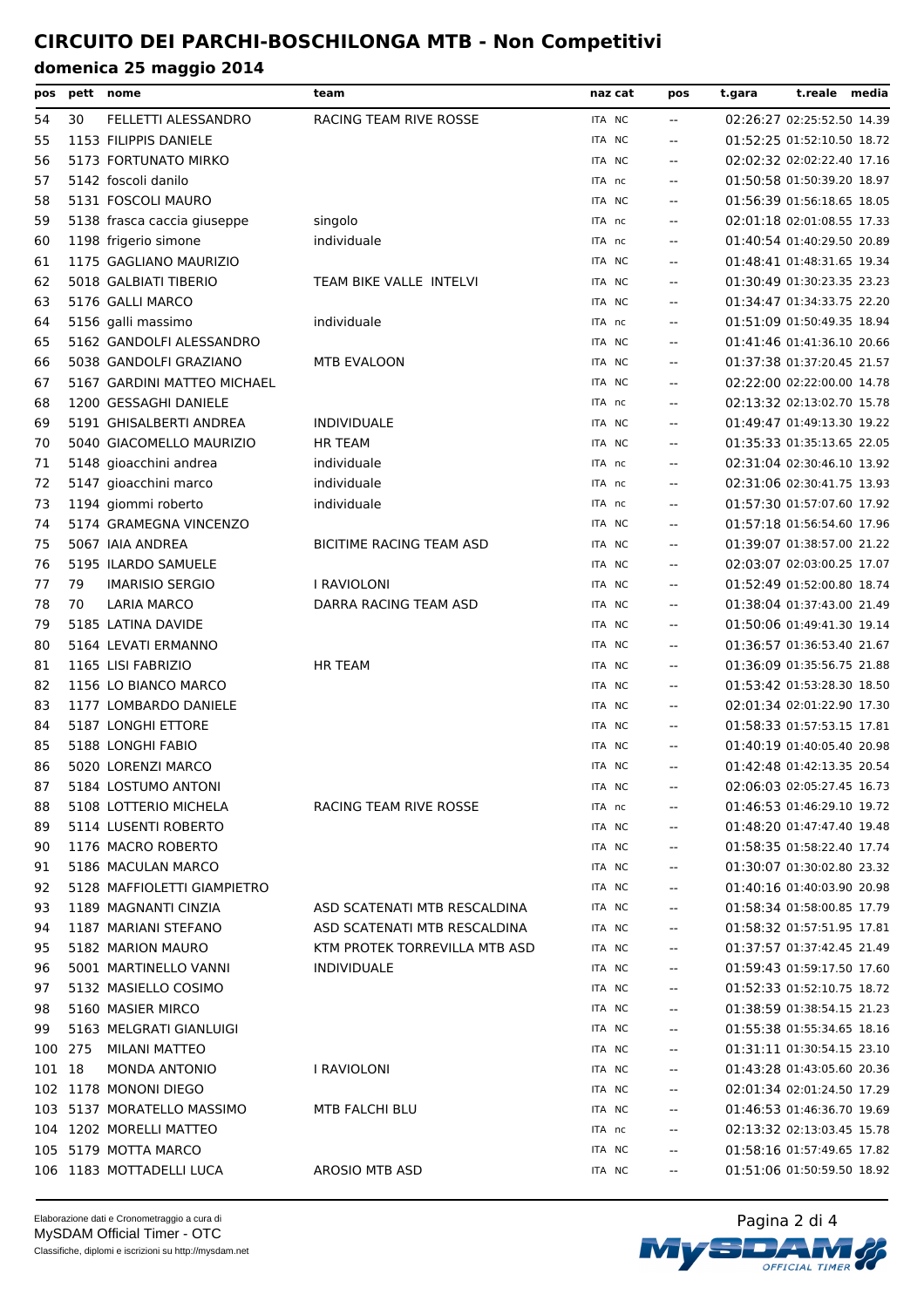# CIRCUITO DEI PARCHI-BOSCHILONGA MTB - Non Competitivi

## domenica 25 maggio 2014

| pos | pett | nome | team | naz | cat | pos | t.gara | t.reale | media |
|---|---|---|---|---|---|---|---|---|---|
| 54 | 30 | FELLETTI ALESSANDRO | RACING TEAM RIVE ROSSE | ITA | NC | -- | 02:26:27 | 02:25:52.50 | 14.39 |
| 55 | 1153 | FILIPPIS DANIELE | | ITA | NC | -- | 01:52:25 | 01:52:10.50 | 18.72 |
| 56 | 5173 | FORTUNATO MIRKO | | ITA | NC | -- | 02:02:32 | 02:02:22.40 | 17.16 |
| 57 | 5142 | foscoli danilo | | ITA | nc | -- | 01:50:58 | 01:50:39.20 | 18.97 |
| 58 | 5131 | FOSCOLI MAURO | | ITA | NC | -- | 01:56:39 | 01:56:18.65 | 18.05 |
| 59 | 5138 | frasca caccia giuseppe | singolo | ITA | nc | -- | 02:01:18 | 02:01:08.55 | 17.33 |
| 60 | 1198 | frigerio simone | individuale | ITA | nc | -- | 01:40:54 | 01:40:29.50 | 20.89 |
| 61 | 1175 | GAGLIANO MAURIZIO | | ITA | NC | -- | 01:48:41 | 01:48:31.65 | 19.34 |
| 62 | 5018 | GALBIATI TIBERIO | TEAM BIKE VALLE INTELVI | ITA | NC | -- | 01:30:49 | 01:30:23.35 | 23.23 |
| 63 | 5176 | GALLI MARCO | | ITA | NC | -- | 01:34:47 | 01:34:33.75 | 22.20 |
| 64 | 5156 | galli massimo | individuale | ITA | nc | -- | 01:51:09 | 01:50:49.35 | 18.94 |
| 65 | 5162 | GANDOLFI ALESSANDRO | | ITA | NC | -- | 01:41:46 | 01:41:36.10 | 20.66 |
| 66 | 5038 | GANDOLFI GRAZIANO | MTB EVALOON | ITA | NC | -- | 01:37:38 | 01:37:20.45 | 21.57 |
| 67 | 5167 | GARDINI MATTEO MICHAEL | | ITA | NC | -- | 02:22:00 | 02:22:00.00 | 14.78 |
| 68 | 1200 | GESSAGHI DANIELE | | ITA | nc | -- | 02:13:32 | 02:13:02.70 | 15.78 |
| 69 | 5191 | GHISALBERTI ANDREA | INDIVIDUALE | ITA | NC | -- | 01:49:47 | 01:49:13.30 | 19.22 |
| 70 | 5040 | GIACOMELLO MAURIZIO | HR TEAM | ITA | NC | -- | 01:35:33 | 01:35:13.65 | 22.05 |
| 71 | 5148 | gioacchini andrea | individuale | ITA | nc | -- | 02:31:04 | 02:30:46.10 | 13.92 |
| 72 | 5147 | gioacchini marco | individuale | ITA | nc | -- | 02:31:06 | 02:30:41.75 | 13.93 |
| 73 | 1194 | giommi roberto | individuale | ITA | nc | -- | 01:57:30 | 01:57:07.60 | 17.92 |
| 74 | 5174 | GRAMEGNA VINCENZO | | ITA | NC | -- | 01:57:18 | 01:56:54.60 | 17.96 |
| 75 | 5067 | IAIA ANDREA | BICITIME RACING TEAM ASD | ITA | NC | -- | 01:39:07 | 01:38:57.00 | 21.22 |
| 76 | 5195 | ILARDO SAMUELE | | ITA | NC | -- | 02:03:07 | 02:03:00.25 | 17.07 |
| 77 | 79 | IMARISIO SERGIO | I RAVIOLONI | ITA | NC | -- | 01:52:49 | 01:52:00.80 | 18.74 |
| 78 | 70 | LARIA MARCO | DARRA RACING TEAM ASD | ITA | NC | -- | 01:38:04 | 01:37:43.00 | 21.49 |
| 79 | 5185 | LATINA DAVIDE | | ITA | NC | -- | 01:50:06 | 01:49:41.30 | 19.14 |
| 80 | 5164 | LEVATI ERMANNO | | ITA | NC | -- | 01:36:57 | 01:36:53.40 | 21.67 |
| 81 | 1165 | LISI FABRIZIO | HR TEAM | ITA | NC | -- | 01:36:09 | 01:35:56.75 | 21.88 |
| 82 | 1156 | LO BIANCO MARCO | | ITA | NC | -- | 01:53:42 | 01:53:28.30 | 18.50 |
| 83 | 1177 | LOMBARDO DANIELE | | ITA | NC | -- | 02:01:34 | 02:01:22.90 | 17.30 |
| 84 | 5187 | LONGHI ETTORE | | ITA | NC | -- | 01:58:33 | 01:57:53.15 | 17.81 |
| 85 | 5188 | LONGHI FABIO | | ITA | NC | -- | 01:40:19 | 01:40:05.40 | 20.98 |
| 86 | 5020 | LORENZI MARCO | | ITA | NC | -- | 01:42:48 | 01:42:13.35 | 20.54 |
| 87 | 5184 | LOSTUMO ANTONI | | ITA | NC | -- | 02:06:03 | 02:05:27.45 | 16.73 |
| 88 | 5108 | LOTTERIO MICHELA | RACING TEAM RIVE ROSSE | ITA | nc | -- | 01:46:53 | 01:46:29.10 | 19.72 |
| 89 | 5114 | LUSENTI ROBERTO | | ITA | NC | -- | 01:48:20 | 01:47:47.40 | 19.48 |
| 90 | 1176 | MACRO ROBERTO | | ITA | NC | -- | 01:58:35 | 01:58:22.40 | 17.74 |
| 91 | 5186 | MACULAN MARCO | | ITA | NC | -- | 01:30:07 | 01:30:02.80 | 23.32 |
| 92 | 5128 | MAFFIOLETTI GIAMPIETRO | | ITA | NC | -- | 01:40:16 | 01:40:03.90 | 20.98 |
| 93 | 1189 | MAGNANTI CINZIA | ASD SCATENATI MTB RESCALDINA | ITA | NC | -- | 01:58:34 | 01:58:00.85 | 17.79 |
| 94 | 1187 | MARIANI STEFANO | ASD SCATENATI MTB RESCALDINA | ITA | NC | -- | 01:58:32 | 01:57:51.95 | 17.81 |
| 95 | 5182 | MARION MAURO | KTM PROTEK TORREVILLA MTB ASD | ITA | NC | -- | 01:37:57 | 01:37:42.45 | 21.49 |
| 96 | 5001 | MARTINELLO VANNI | INDIVIDUALE | ITA | NC | -- | 01:59:43 | 01:59:17.50 | 17.60 |
| 97 | 5132 | MASIELLO COSIMO | | ITA | NC | -- | 01:52:33 | 01:52:10.75 | 18.72 |
| 98 | 5160 | MASIER MIRCO | | ITA | NC | -- | 01:38:59 | 01:38:54.15 | 21.23 |
| 99 | 5163 | MELGRATI GIANLUIGI | | ITA | NC | -- | 01:55:38 | 01:55:34.65 | 18.16 |
| 100 | 275 | MILANI MATTEO | | ITA | NC | -- | 01:31:11 | 01:30:54.15 | 23.10 |
| 101 | 18 | MONDA ANTONIO | I RAVIOLONI | ITA | NC | -- | 01:43:28 | 01:43:05.60 | 20.36 |
| 102 | 1178 | MONONI DIEGO | | ITA | NC | -- | 02:01:34 | 02:01:24.50 | 17.29 |
| 103 | 5137 | MORATELLO MASSIMO | MTB FALCHI BLU | ITA | NC | -- | 01:46:53 | 01:46:36.70 | 19.69 |
| 104 | 1202 | MORELLI MATTEO | | ITA | nc | -- | 02:13:32 | 02:13:03.45 | 15.78 |
| 105 | 5179 | MOTTA MARCO | | ITA | NC | -- | 01:58:16 | 01:57:49.65 | 17.82 |
| 106 | 1183 | MOTTADELLI LUCA | AROSIO MTB ASD | ITA | NC | -- | 01:51:06 | 01:50:59.50 | 18.92 |

Elaborazione dati e Cronometraggio a cura di
MySDAM Official Timer - OTC
Classifiche, diplomi e iscrizioni su http://mysdam.net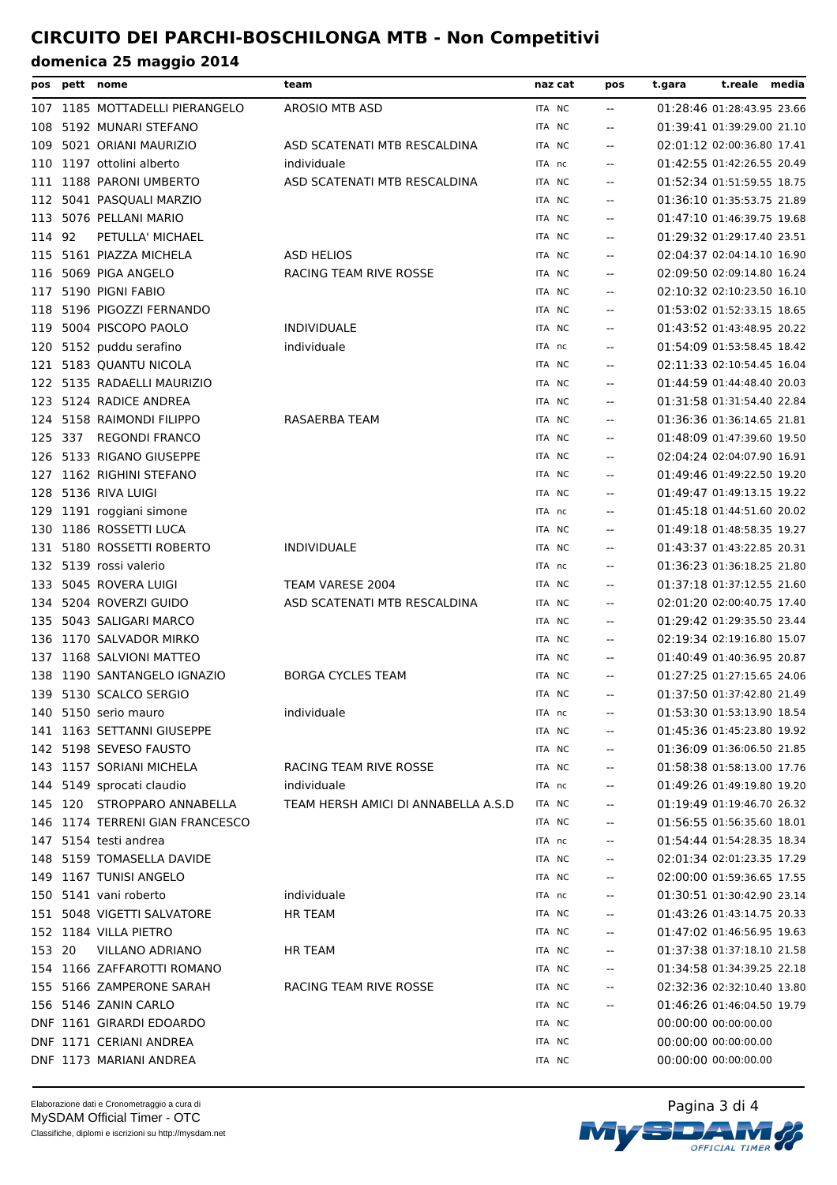# CIRCUITO DEI PARCHI-BOSCHILONGA MTB - Non Competitivi

## domenica 25 maggio 2014

| pos | pett | nome | team | naz | cat | pos | t.gara | t.reale | media |
|---|---|---|---|---|---|---|---|---|---|
| 107 | 1185 | MOTTADELLI PIERANGELO | AROSIO MTB ASD | ITA | NC | -- | 01:28:46 | 01:28:43.95 | 23.66 |
| 108 | 5192 | MUNARI STEFANO | | ITA | NC | -- | 01:39:41 | 01:39:29.00 | 21.10 |
| 109 | 5021 | ORIANI MAURIZIO | ASD SCATENATI MTB RESCALDINA | ITA | NC | -- | 02:01:12 | 02:00:36.80 | 17.41 |
| 110 | 1197 | ottolini alberto | individuale | ITA | nc | -- | 01:42:55 | 01:42:26.55 | 20.49 |
| 111 | 1188 | PARONI UMBERTO | ASD SCATENATI MTB RESCALDINA | ITA | NC | -- | 01:52:34 | 01:51:59.55 | 18.75 |
| 112 | 5041 | PASQUALI MARZIO | | ITA | NC | -- | 01:36:10 | 01:35:53.75 | 21.89 |
| 113 | 5076 | PELLANI MARIO | | ITA | NC | -- | 01:47:10 | 01:46:39.75 | 19.68 |
| 114 | 92 | PETULLA' MICHAEL | | ITA | NC | -- | 01:29:32 | 01:29:17.40 | 23.51 |
| 115 | 5161 | PIAZZA MICHELA | ASD HELIOS | ITA | NC | -- | 02:04:37 | 02:04:14.10 | 16.90 |
| 116 | 5069 | PIGA ANGELO | RACING TEAM RIVE ROSSE | ITA | NC | -- | 02:09:50 | 02:09:14.80 | 16.24 |
| 117 | 5190 | PIGNI FABIO | | ITA | NC | -- | 02:10:32 | 02:10:23.50 | 16.10 |
| 118 | 5196 | PIGOZZI FERNANDO | | ITA | NC | -- | 01:53:02 | 01:52:33.15 | 18.65 |
| 119 | 5004 | PISCOPO PAOLO | INDIVIDUALE | ITA | NC | -- | 01:43:52 | 01:43:48.95 | 20.22 |
| 120 | 5152 | puddu serafino | individuale | ITA | nc | -- | 01:54:09 | 01:53:58.45 | 18.42 |
| 121 | 5183 | QUANTU NICOLA | | ITA | NC | -- | 02:11:33 | 02:10:54.45 | 16.04 |
| 122 | 5135 | RADAELLI MAURIZIO | | ITA | NC | -- | 01:44:59 | 01:44:48.40 | 20.03 |
| 123 | 5124 | RADICE ANDREA | | ITA | NC | -- | 01:31:58 | 01:31:54.40 | 22.84 |
| 124 | 5158 | RAIMONDI FILIPPO | RASAERBA TEAM | ITA | NC | -- | 01:36:36 | 01:36:14.65 | 21.81 |
| 125 | 337 | REGONDI FRANCO | | ITA | NC | -- | 01:48:09 | 01:47:39.60 | 19.50 |
| 126 | 5133 | RIGANO GIUSEPPE | | ITA | NC | -- | 02:04:24 | 02:04:07.90 | 16.91 |
| 127 | 1162 | RIGHINI STEFANO | | ITA | NC | -- | 01:49:46 | 01:49:22.50 | 19.20 |
| 128 | 5136 | RIVA LUIGI | | ITA | NC | -- | 01:49:47 | 01:49:13.15 | 19.22 |
| 129 | 1191 | roggiani simone | | ITA | nc | -- | 01:45:18 | 01:44:51.60 | 20.02 |
| 130 | 1186 | ROSSETTI LUCA | | ITA | NC | -- | 01:49:18 | 01:48:58.35 | 19.27 |
| 131 | 5180 | ROSSETTI ROBERTO | INDIVIDUALE | ITA | NC | -- | 01:43:37 | 01:43:22.85 | 20.31 |
| 132 | 5139 | rossi valerio | | ITA | nc | -- | 01:36:23 | 01:36:18.25 | 21.80 |
| 133 | 5045 | ROVERA LUIGI | TEAM VARESE 2004 | ITA | NC | -- | 01:37:18 | 01:37:12.55 | 21.60 |
| 134 | 5204 | ROVERZI GUIDO | ASD SCATENATI MTB RESCALDINA | ITA | NC | -- | 02:01:20 | 02:00:40.75 | 17.40 |
| 135 | 5043 | SALIGARI MARCO | | ITA | NC | -- | 01:29:42 | 01:29:35.50 | 23.44 |
| 136 | 1170 | SALVADOR MIRKO | | ITA | NC | -- | 02:19:34 | 02:19:16.80 | 15.07 |
| 137 | 1168 | SALVIONI MATTEO | | ITA | NC | -- | 01:40:49 | 01:40:36.95 | 20.87 |
| 138 | 1190 | SANTANGELO IGNAZIO | BORGA CYCLES TEAM | ITA | NC | -- | 01:27:25 | 01:27:15.65 | 24.06 |
| 139 | 5130 | SCALCO SERGIO | | ITA | NC | -- | 01:37:50 | 01:37:42.80 | 21.49 |
| 140 | 5150 | serio mauro | individuale | ITA | nc | -- | 01:53:30 | 01:53:13.90 | 18.54 |
| 141 | 1163 | SETTANNI GIUSEPPE | | ITA | NC | -- | 01:45:36 | 01:45:23.80 | 19.92 |
| 142 | 5198 | SEVESO FAUSTO | | ITA | NC | -- | 01:36:09 | 01:36:06.50 | 21.85 |
| 143 | 1157 | SORIANI MICHELA | RACING TEAM RIVE ROSSE | ITA | NC | -- | 01:58:38 | 01:58:13.00 | 17.76 |
| 144 | 5149 | sprocati claudio | individuale | ITA | nc | -- | 01:49:26 | 01:49:19.80 | 19.20 |
| 145 | 120 | STROPPARO ANNABELLA | TEAM HERSH AMICI DI ANNABELLA A.S.D | ITA | NC | -- | 01:19:49 | 01:19:46.70 | 26.32 |
| 146 | 1174 | TERRENI GIAN FRANCESCO | | ITA | NC | -- | 01:56:55 | 01:56:35.60 | 18.01 |
| 147 | 5154 | testi andrea | | ITA | nc | -- | 01:54:44 | 01:54:28.35 | 18.34 |
| 148 | 5159 | TOMASELLA DAVIDE | | ITA | NC | -- | 02:01:34 | 02:01:23.35 | 17.29 |
| 149 | 1167 | TUNISI ANGELO | | ITA | NC | -- | 02:00:00 | 01:59:36.65 | 17.55 |
| 150 | 5141 | vani roberto | individuale | ITA | nc | -- | 01:30:51 | 01:30:42.90 | 23.14 |
| 151 | 5048 | VIGETTI SALVATORE | HR TEAM | ITA | NC | -- | 01:43:26 | 01:43:14.75 | 20.33 |
| 152 | 1184 | VILLA PIETRO | | ITA | NC | -- | 01:47:02 | 01:46:56.95 | 19.63 |
| 153 | 20 | VILLANO ADRIANO | HR TEAM | ITA | NC | -- | 01:37:38 | 01:37:18.10 | 21.58 |
| 154 | 1166 | ZAFFAROTTI ROMANO | | ITA | NC | -- | 01:34:58 | 01:34:39.25 | 22.18 |
| 155 | 5166 | ZAMPERONE SARAH | RACING TEAM RIVE ROSSE | ITA | NC | -- | 02:32:36 | 02:32:10.40 | 13.80 |
| 156 | 5146 | ZANIN CARLO | | ITA | NC | -- | 01:46:26 | 01:46:04.50 | 19.79 |
| DNF | 1161 | GIRARDI EDOARDO | | ITA | NC | | 00:00:00 | 00:00:00.00 | |
| DNF | 1171 | CERIANI ANDREA | | ITA | NC | | 00:00:00 | 00:00:00.00 | |
| DNF | 1173 | MARIANI ANDREA | | ITA | NC | | 00:00:00 | 00:00:00.00 | |

Elaborazione dati e Cronometraggio a cura di
MySDAM Official Timer - OTC
Classifiche, diplomi e iscrizioni su http://mysdam.net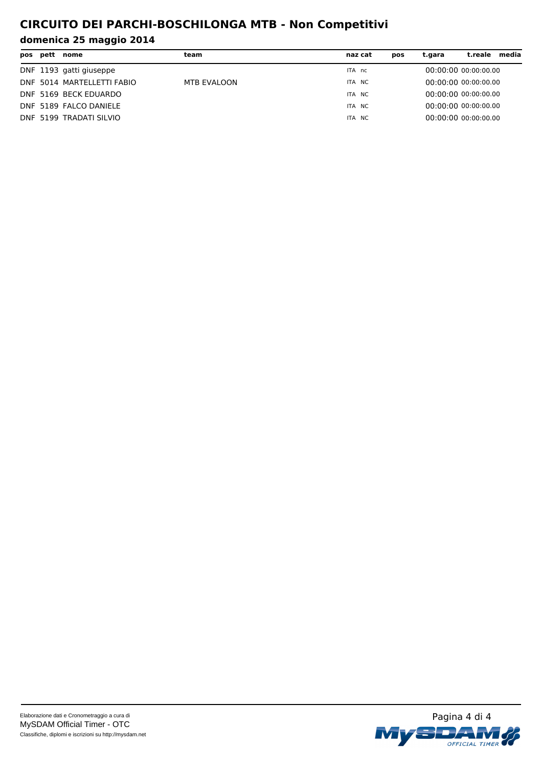# CIRCUITO DEI PARCHI-BOSCHILONGA MTB - Non Competitivi

## domenica 25 maggio 2014

| pos | pett | nome | team | naz | cat | pos | t.gara | t.reale | media |
|---|---|---|---|---|---|---|---|---|---|
| DNF | 1193 | gatti giuseppe | | ITA | nc | | 00:00:00 | 00:00:00.00 | |
| DNF | 5014 | MARTELLETTI FABIO | MTB EVALOON | ITA | NC | | 00:00:00 | 00:00:00.00 | |
| DNF | 5169 | BECK EDUARDO | | ITA | NC | | 00:00:00 | 00:00:00.00 | |
| DNF | 5189 | FALCO DANIELE | | ITA | NC | | 00:00:00 | 00:00:00.00 | |
| DNF | 5199 | TRADATI SILVIO | | ITA | NC | | 00:00:00 | 00:00:00.00 | |

Elaborazione dati e Cronometraggio a cura di
MySDAM Official Timer - OTC
Classifiche, diplomi e iscrizioni su http://mysdam.net